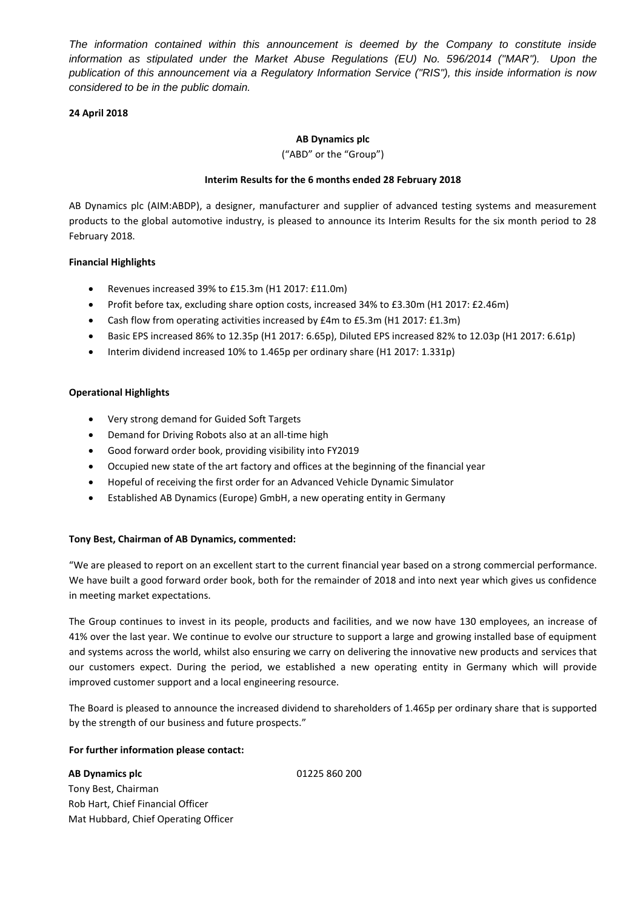*The information contained within this announcement is deemed by the Company to constitute inside information as stipulated under the Market Abuse Regulations (EU) No. 596/2014 ("MAR"). Upon the publication of this announcement via a Regulatory Information Service ("RIS"), this inside information is now considered to be in the public domain.*

**24 April 2018**

**AB Dynamics plc**

("ABD" or the "Group")

**Interim Results for the 6 months ended 28 February 2018**

AB Dynamics plc (AIM:ABDP), a designer, manufacturer and supplier of advanced testing systems and measurement products to the global automotive industry, is pleased to announce its Interim Results for the six month period to 28 February 2018.

**Financial Highlights**

- Revenues increased 39% to £15.3m (H1 2017: £11.0m)
- Profit before tax, excluding share option costs, increased 34% to £3.30m (H1 2017: £2.46m)
- Cash flow from operating activities increased by £4m to £5.3m (H1 2017: £1.3m)
- Basic EPS increased 86% to 12.35p (H1 2017: 6.65p), Diluted EPS increased 82% to 12.03p (H1 2017: 6.61p)
- Interim dividend increased 10% to 1.465p per ordinary share (H1 2017: 1.331p)

**Operational Highlights**

- Very strong demand for Guided Soft Targets
- Demand for Driving Robots also at an all-time high
- Good forward order book, providing visibility into FY2019
- Occupied new state of the art factory and offices at the beginning of the financial year
- Hopeful of receiving the first order for an Advanced Vehicle Dynamic Simulator
- Established AB Dynamics (Europe) GmbH, a new operating entity in Germany

**Tony Best, Chairman of AB Dynamics, commented:**

"We are pleased to report on an excellent start to the current financial year based on a strong commercial performance. We have built a good forward order book, both for the remainder of 2018 and into next year which gives us confidence in meeting market expectations.

The Group continues to invest in its people, products and facilities, and we now have 130 employees, an increase of 41% over the last year. We continue to evolve our structure to support a large and growing installed base of equipment and systems across the world, whilst also ensuring we carry on delivering the innovative new products and services that our customers expect. During the period, we established a new operating entity in Germany which will provide improved customer support and a local engineering resource.

The Board is pleased to announce the increased dividend to shareholders of 1.465p per ordinary share that is supported by the strength of our business and future prospects."

**For further information please contact:**

**AB Dynamics plc** 01225 860 200

Tony Best, Chairman

Rob Hart, Chief Financial Officer

Mat Hubbard, Chief Operating Officer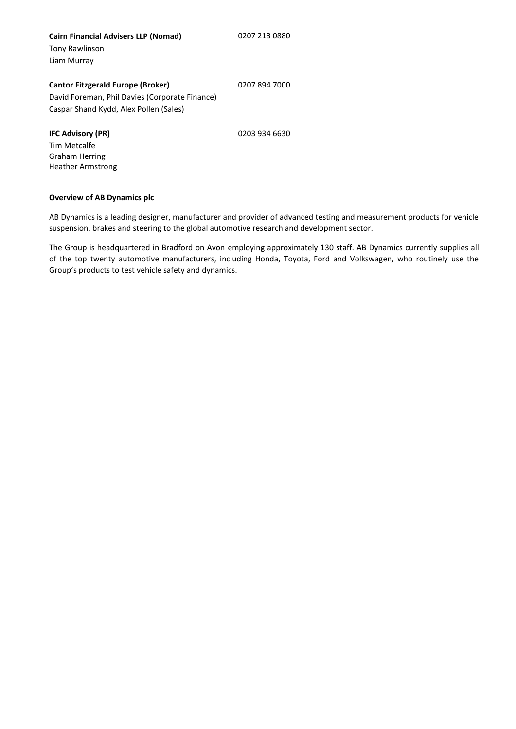**Cairn Financial Advisers LLP (Nomad)** 0207 213 0880
Tony Rawlinson
Liam Murray

**Cantor Fitzgerald Europe (Broker)** 0207 894 7000
David Foreman, Phil Davies (Corporate Finance)
Caspar Shand Kydd, Alex Pollen (Sales)

**IFC Advisory (PR)** 0203 934 6630
Tim Metcalfe
Graham Herring
Heather Armstrong

**Overview of AB Dynamics plc**

AB Dynamics is a leading designer, manufacturer and provider of advanced testing and measurement products for vehicle suspension, brakes and steering to the global automotive research and development sector.

The Group is headquartered in Bradford on Avon employing approximately 130 staff. AB Dynamics currently supplies all of the top twenty automotive manufacturers, including Honda, Toyota, Ford and Volkswagen, who routinely use the Group's products to test vehicle safety and dynamics.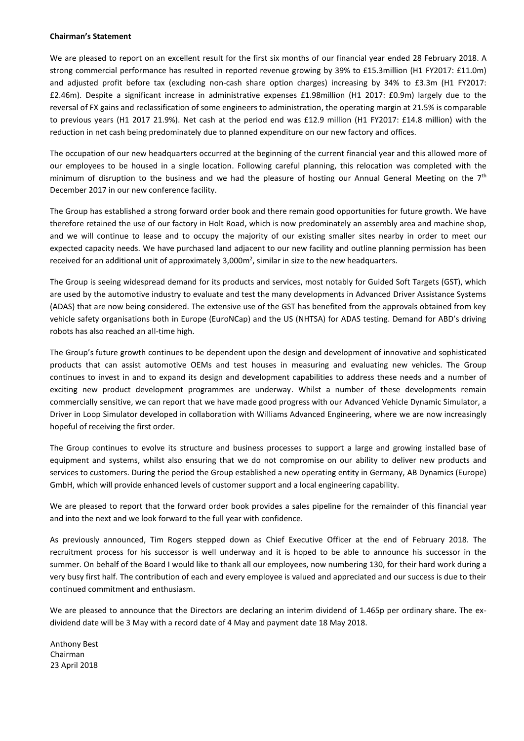**Chairman's Statement**

We are pleased to report on an excellent result for the first six months of our financial year ended 28 February 2018. A strong commercial performance has resulted in reported revenue growing by 39% to £15.3million (H1 FY2017: £11.0m) and adjusted profit before tax (excluding non-cash share option charges) increasing by 34% to £3.3m (H1 FY2017: £2.46m). Despite a significant increase in administrative expenses £1.98million (H1 2017: £0.9m) largely due to the reversal of FX gains and reclassification of some engineers to administration, the operating margin at 21.5% is comparable to previous years (H1 2017 21.9%). Net cash at the period end was £12.9 million (H1 FY2017: £14.8 million) with the reduction in net cash being predominately due to planned expenditure on our new factory and offices.

The occupation of our new headquarters occurred at the beginning of the current financial year and this allowed more of our employees to be housed in a single location. Following careful planning, this relocation was completed with the minimum of disruption to the business and we had the pleasure of hosting our Annual General Meeting on the 7th December 2017 in our new conference facility.

The Group has established a strong forward order book and there remain good opportunities for future growth. We have therefore retained the use of our factory in Holt Road, which is now predominately an assembly area and machine shop, and we will continue to lease and to occupy the majority of our existing smaller sites nearby in order to meet our expected capacity needs. We have purchased land adjacent to our new facility and outline planning permission has been received for an additional unit of approximately 3,000m$^2$, similar in size to the new headquarters.

The Group is seeing widespread demand for its products and services, most notably for Guided Soft Targets (GST), which are used by the automotive industry to evaluate and test the many developments in Advanced Driver Assistance Systems (ADAS) that are now being considered. The extensive use of the GST has benefited from the approvals obtained from key vehicle safety organisations both in Europe (EuroNCap) and the US (NHTSA) for ADAS testing. Demand for ABD's driving robots has also reached an all-time high.

The Group's future growth continues to be dependent upon the design and development of innovative and sophisticated products that can assist automotive OEMs and test houses in measuring and evaluating new vehicles. The Group continues to invest in and to expand its design and development capabilities to address these needs and a number of exciting new product development programmes are underway. Whilst a number of these developments remain commercially sensitive, we can report that we have made good progress with our Advanced Vehicle Dynamic Simulator, a Driver in Loop Simulator developed in collaboration with Williams Advanced Engineering, where we are now increasingly hopeful of receiving the first order.

The Group continues to evolve its structure and business processes to support a large and growing installed base of equipment and systems, whilst also ensuring that we do not compromise on our ability to deliver new products and services to customers. During the period the Group established a new operating entity in Germany, AB Dynamics (Europe) GmbH, which will provide enhanced levels of customer support and a local engineering capability.

We are pleased to report that the forward order book provides a sales pipeline for the remainder of this financial year and into the next and we look forward to the full year with confidence.

As previously announced, Tim Rogers stepped down as Chief Executive Officer at the end of February 2018. The recruitment process for his successor is well underway and it is hoped to be able to announce his successor in the summer. On behalf of the Board I would like to thank all our employees, now numbering 130, for their hard work during a very busy first half. The contribution of each and every employee is valued and appreciated and our success is due to their continued commitment and enthusiasm.

We are pleased to announce that the Directors are declaring an interim dividend of 1.465p per ordinary share. The ex-dividend date will be 3 May with a record date of 4 May and payment date 18 May 2018.

Anthony Best  
Chairman  
23 April 2018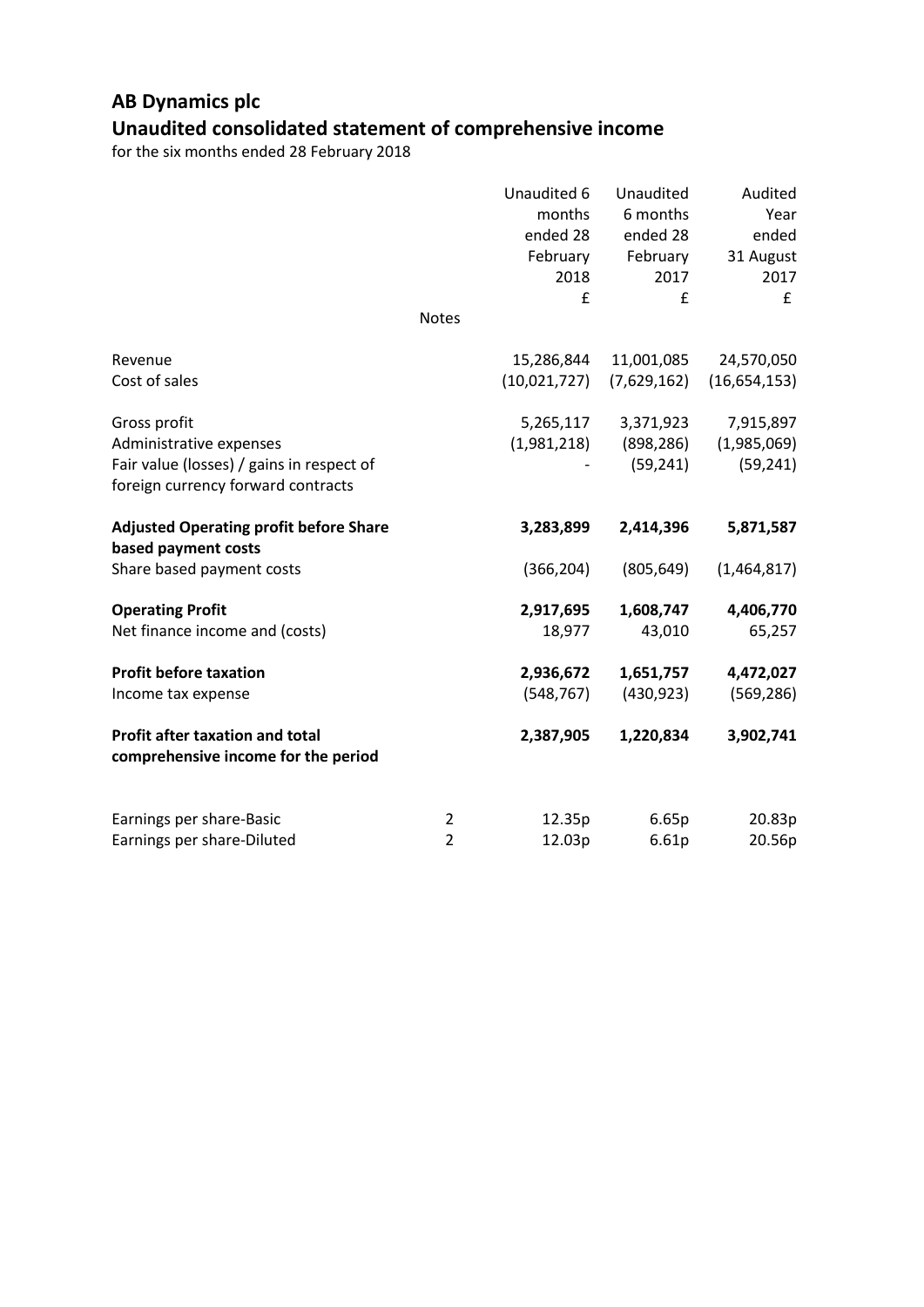# AB Dynamics plc

## Unaudited consolidated statement of comprehensive income

for the six months ended 28 February 2018

| | Notes | Unaudited 6 months ended 28 February 2018 £ | Unaudited 6 months ended 28 February 2017 £ | Audited Year ended 31 August 2017 £ |
|---|---|---|---|---|
| Revenue | | 15,286,844 | 11,001,085 | 24,570,050 |
| Cost of sales | | (10,021,727) | (7,629,162) | (16,654,153) |
| Gross profit | | 5,265,117 | 3,371,923 | 7,915,897 |
| Administrative expenses | | (1,981,218) | (898,286) | (1,985,069) |
| Fair value (losses) / gains in respect of foreign currency forward contracts | | - | (59,241) | (59,241) |
| **Adjusted Operating profit before Share based payment costs** | | **3,283,899** | **2,414,396** | **5,871,587** |
| Share based payment costs | | (366,204) | (805,649) | (1,464,817) |
| **Operating Profit** | | **2,917,695** | **1,608,747** | **4,406,770** |
| Net finance income and (costs) | | 18,977 | 43,010 | 65,257 |
| **Profit before taxation** | | **2,936,672** | **1,651,757** | **4,472,027** |
| Income tax expense | | (548,767) | (430,923) | (569,286) |
| **Profit after taxation and total comprehensive income for the period** | | **2,387,905** | **1,220,834** | **3,902,741** |
| Earnings per share-Basic | 2 | 12.35p | 6.65p | 20.83p |
| Earnings per share-Diluted | 2 | 12.03p | 6.61p | 20.56p |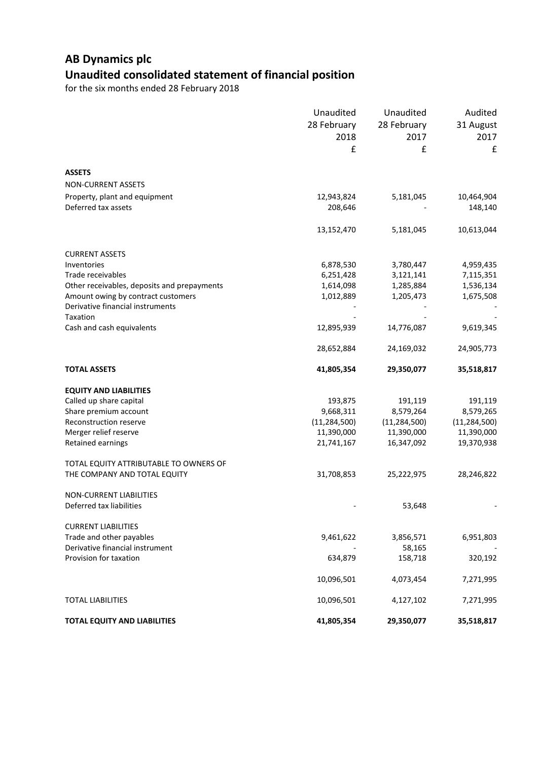# AB Dynamics plc

## Unaudited consolidated statement of financial position

for the six months ended 28 February 2018

| | Unaudited 28 February 2018 £ | Unaudited 28 February 2017 £ | Audited 31 August 2017 £ |
|---|---|---|---|
| **ASSETS** | | | |
| NON-CURRENT ASSETS | | | |
| Property, plant and equipment | 12,943,824 | 5,181,045 | 10,464,904 |
| Deferred tax assets | 208,646 | - | 148,140 |
| | 13,152,470 | 5,181,045 | 10,613,044 |
| CURRENT ASSETS | | | |
| Inventories | 6,878,530 | 3,780,447 | 4,959,435 |
| Trade receivables | 6,251,428 | 3,121,141 | 7,115,351 |
| Other receivables, deposits and prepayments | 1,614,098 | 1,285,884 | 1,536,134 |
| Amount owing by contract customers | 1,012,889 | 1,205,473 | 1,675,508 |
| Derivative financial instruments | - | - | - |
| Taxation | - | - | - |
| Cash and cash equivalents | 12,895,939 | 14,776,087 | 9,619,345 |
| | 28,652,884 | 24,169,032 | 24,905,773 |
| **TOTAL ASSETS** | **41,805,354** | **29,350,077** | **35,518,817** |
| **EQUITY AND LIABILITIES** | | | |
| Called up share capital | 193,875 | 191,119 | 191,119 |
| Share premium account | 9,668,311 | 8,579,264 | 8,579,265 |
| Reconstruction reserve | (11,284,500) | (11,284,500) | (11,284,500) |
| Merger relief reserve | 11,390,000 | 11,390,000 | 11,390,000 |
| Retained earnings | 21,741,167 | 16,347,092 | 19,370,938 |
| TOTAL EQUITY ATTRIBUTABLE TO OWNERS OF THE COMPANY AND TOTAL EQUITY | 31,708,853 | 25,222,975 | 28,246,822 |
| NON-CURRENT LIABILITIES | | | |
| Deferred tax liabilities | - | 53,648 | - |
| CURRENT LIABILITIES | | | |
| Trade and other payables | 9,461,622 | 3,856,571 | 6,951,803 |
| Derivative financial instrument | - | 58,165 | - |
| Provision for taxation | 634,879 | 158,718 | 320,192 |
| | 10,096,501 | 4,073,454 | 7,271,995 |
| TOTAL LIABILITIES | 10,096,501 | 4,127,102 | 7,271,995 |
| **TOTAL EQUITY AND LIABILITIES** | **41,805,354** | **29,350,077** | **35,518,817** |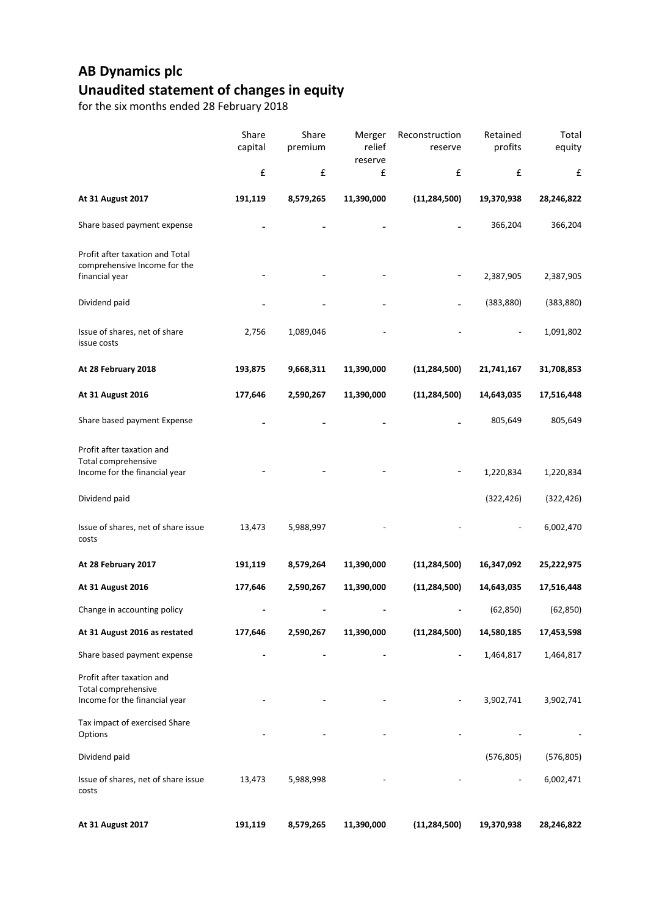# AB Dynamics plc
## Unaudited statement of changes in equity

for the six months ended 28 February 2018

| | Share capital | Share premium | Merger relief reserve | Reconstruction reserve | Retained profits | Total equity |
|---|---|---|---|---|---|---|
| | £ | £ | £ | £ | £ | £ |
| **At 31 August 2017** | **191,119** | **8,579,265** | **11,390,000** | **(11,284,500)** | **19,370,938** | **28,246,822** |
| Share based payment expense | - | - | - | - | 366,204 | 366,204 |
| Profit after taxation and Total comprehensive Income for the financial year | - | - | - | - | 2,387,905 | 2,387,905 |
| Dividend paid | - | - | - | - | (383,880) | (383,880) |
| Issue of shares, net of share issue costs | 2,756 | 1,089,046 | - | - | - | 1,091,802 |
| **At 28 February 2018** | **193,875** | **9,668,311** | **11,390,000** | **(11,284,500)** | **21,741,167** | **31,708,853** |
| **At 31 August 2016** | **177,646** | **2,590,267** | **11,390,000** | **(11,284,500)** | **14,643,035** | **17,516,448** |
| Share based payment Expense | - | - | - | - | 805,649 | 805,649 |
| Profit after taxation and Total comprehensive Income for the financial year | - | - | - | - | 1,220,834 | 1,220,834 |
| Dividend paid | | | | | (322,426) | (322,426) |
| Issue of shares, net of share issue costs | 13,473 | 5,988,997 | - | - | - | 6,002,470 |
| **At 28 February 2017** | **191,119** | **8,579,264** | **11,390,000** | **(11,284,500)** | **16,347,092** | **25,222,975** |
| **At 31 August 2016** | **177,646** | **2,590,267** | **11,390,000** | **(11,284,500)** | **14,643,035** | **17,516,448** |
| Change in accounting policy | - | - | - | - | (62,850) | (62,850) |
| **At 31 August 2016 as restated** | **177,646** | **2,590,267** | **11,390,000** | **(11,284,500)** | **14,580,185** | **17,453,598** |
| Share based payment expense | - | - | - | - | 1,464,817 | 1,464,817 |
| Profit after taxation and Total comprehensive Income for the financial year | - | - | - | - | 3,902,741 | 3,902,741 |
| Tax impact of exercised Share Options | - | - | - | - | - | - |
| Dividend paid | | | | | (576,805) | (576,805) |
| Issue of shares, net of share issue costs | 13,473 | 5,988,998 | - | - | - | 6,002,471 |
| **At 31 August 2017** | **191,119** | **8,579,265** | **11,390,000** | **(11,284,500)** | **19,370,938** | **28,246,822** |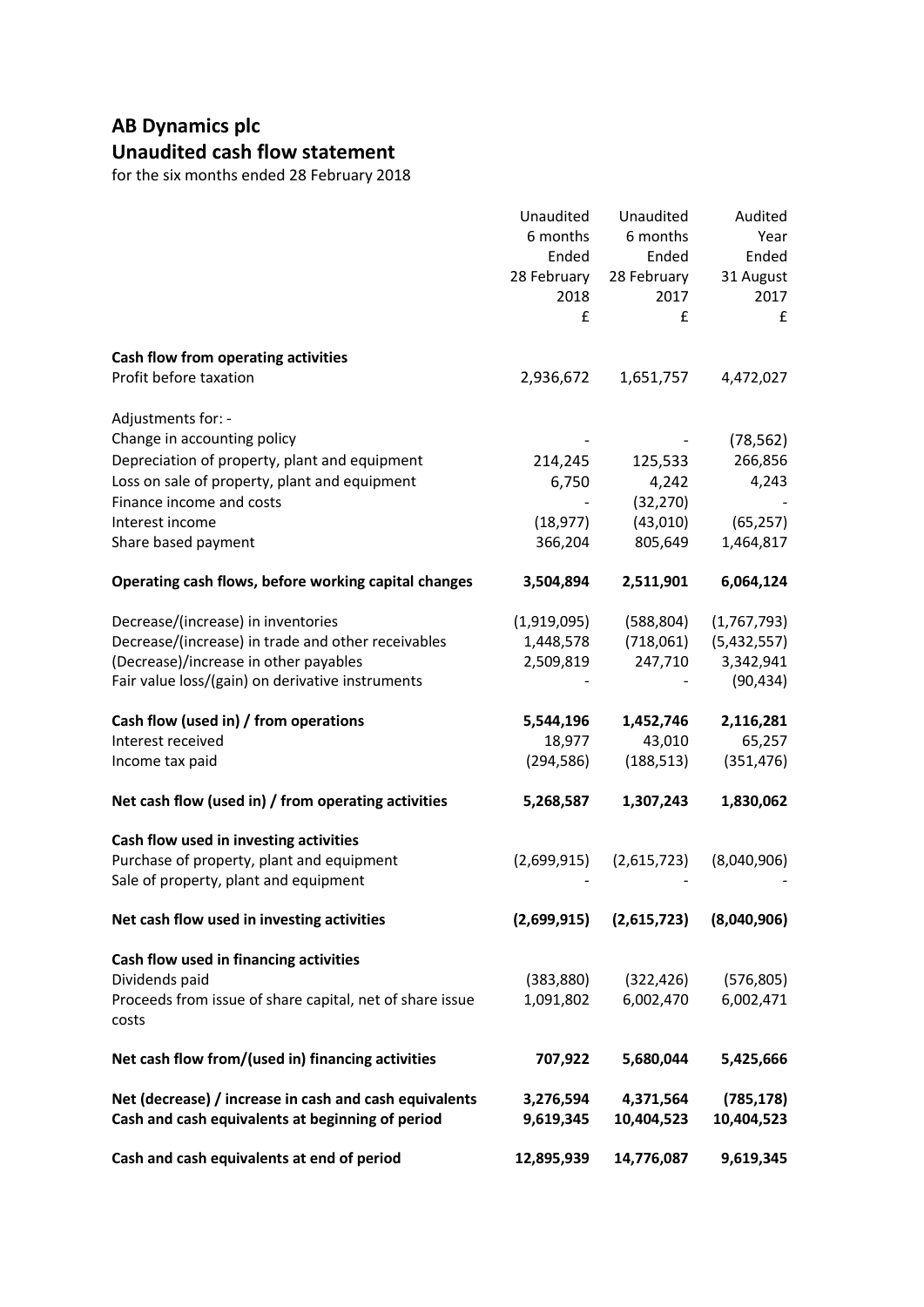# AB Dynamics plc
## Unaudited cash flow statement

for the six months ended 28 February 2018

| | Unaudited 6 months Ended 28 February 2018 £ | Unaudited 6 months Ended 28 February 2017 £ | Audited Year Ended 31 August 2017 £ |
|---|---|---|---|
| **Cash flow from operating activities** | | | |
| Profit before taxation | 2,936,672 | 1,651,757 | 4,472,027 |
| Adjustments for: - | | | |
| Change in accounting policy | - | - | (78,562) |
| Depreciation of property, plant and equipment | 214,245 | 125,533 | 266,856 |
| Loss on sale of property, plant and equipment | 6,750 | 4,242 | 4,243 |
| Finance income and costs | - | (32,270) | - |
| Interest income | (18,977) | (43,010) | (65,257) |
| Share based payment | 366,204 | 805,649 | 1,464,817 |
| **Operating cash flows, before working capital changes** | **3,504,894** | **2,511,901** | **6,064,124** |
| Decrease/(increase) in inventories | (1,919,095) | (588,804) | (1,767,793) |
| Decrease/(increase) in trade and other receivables | 1,448,578 | (718,061) | (5,432,557) |
| (Decrease)/increase in other payables | 2,509,819 | 247,710 | 3,342,941 |
| Fair value loss/(gain) on derivative instruments | - | - | (90,434) |
| **Cash flow (used in) / from operations** | **5,544,196** | **1,452,746** | **2,116,281** |
| Interest received | 18,977 | 43,010 | 65,257 |
| Income tax paid | (294,586) | (188,513) | (351,476) |
| **Net cash flow (used in) / from operating activities** | **5,268,587** | **1,307,243** | **1,830,062** |
| **Cash flow used in investing activities** | | | |
| Purchase of property, plant and equipment | (2,699,915) | (2,615,723) | (8,040,906) |
| Sale of property, plant and equipment | - | - | - |
| **Net cash flow used in investing activities** | **(2,699,915)** | **(2,615,723)** | **(8,040,906)** |
| **Cash flow used in financing activities** | | | |
| Dividends paid | (383,880) | (322,426) | (576,805) |
| Proceeds from issue of share capital, net of share issue costs | 1,091,802 | 6,002,470 | 6,002,471 |
| **Net cash flow from/(used in) financing activities** | **707,922** | **5,680,044** | **5,425,666** |
| **Net (decrease) / increase in cash and cash equivalents** | **3,276,594** | **4,371,564** | **(785,178)** |
| **Cash and cash equivalents at beginning of period** | **9,619,345** | **10,404,523** | **10,404,523** |
| **Cash and cash equivalents at end of period** | **12,895,939** | **14,776,087** | **9,619,345** |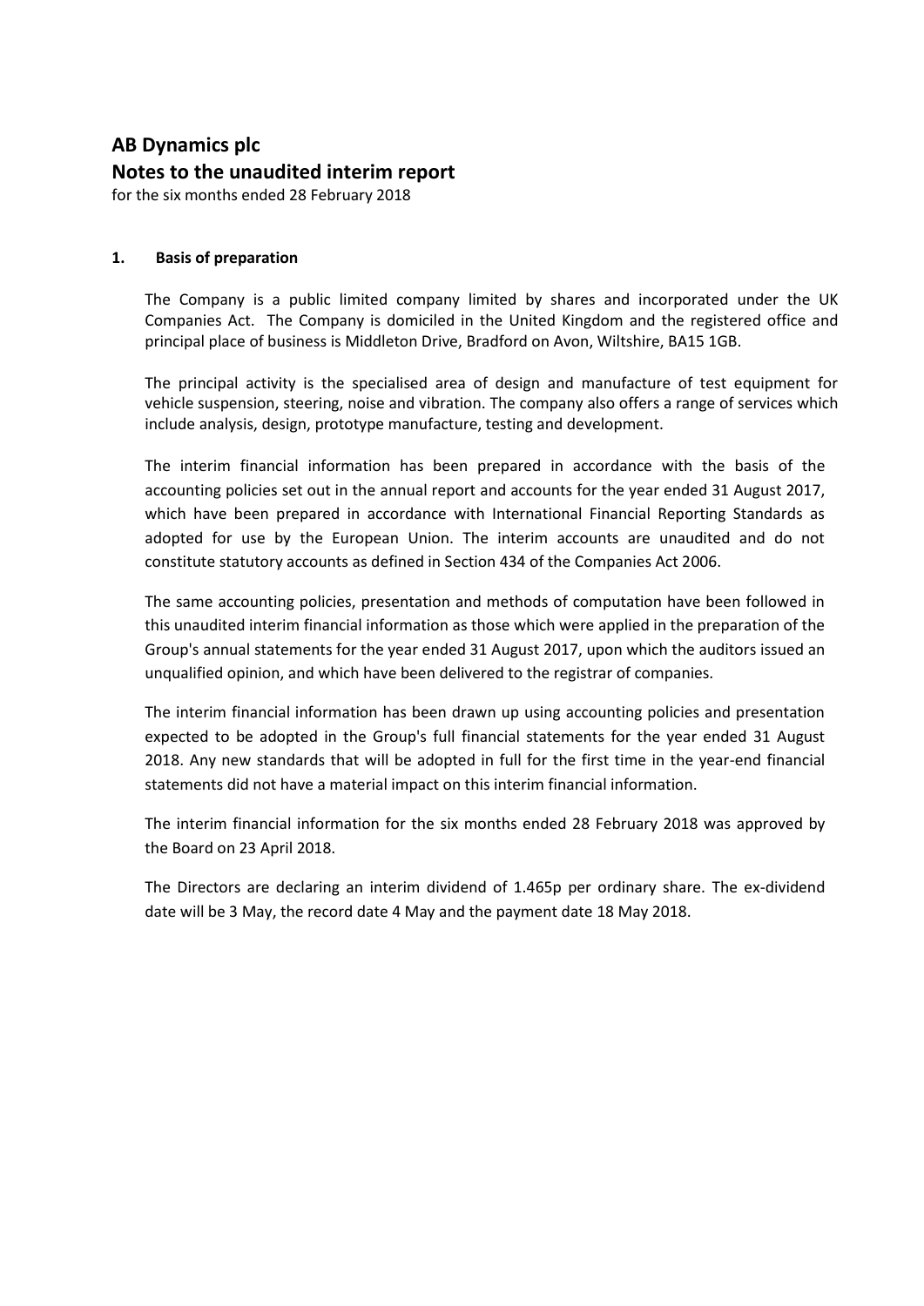# AB Dynamics plc
## Notes to the unaudited interim report

for the six months ended 28 February 2018

### 1. Basis of preparation

The Company is a public limited company limited by shares and incorporated under the UK Companies Act. The Company is domiciled in the United Kingdom and the registered office and principal place of business is Middleton Drive, Bradford on Avon, Wiltshire, BA15 1GB.

The principal activity is the specialised area of design and manufacture of test equipment for vehicle suspension, steering, noise and vibration. The company also offers a range of services which include analysis, design, prototype manufacture, testing and development.

The interim financial information has been prepared in accordance with the basis of the accounting policies set out in the annual report and accounts for the year ended 31 August 2017, which have been prepared in accordance with International Financial Reporting Standards as adopted for use by the European Union. The interim accounts are unaudited and do not constitute statutory accounts as defined in Section 434 of the Companies Act 2006.

The same accounting policies, presentation and methods of computation have been followed in this unaudited interim financial information as those which were applied in the preparation of the Group's annual statements for the year ended 31 August 2017, upon which the auditors issued an unqualified opinion, and which have been delivered to the registrar of companies.

The interim financial information has been drawn up using accounting policies and presentation expected to be adopted in the Group's full financial statements for the year ended 31 August 2018. Any new standards that will be adopted in full for the first time in the year-end financial statements did not have a material impact on this interim financial information.

The interim financial information for the six months ended 28 February 2018 was approved by the Board on 23 April 2018.

The Directors are declaring an interim dividend of 1.465p per ordinary share. The ex-dividend date will be 3 May, the record date 4 May and the payment date 18 May 2018.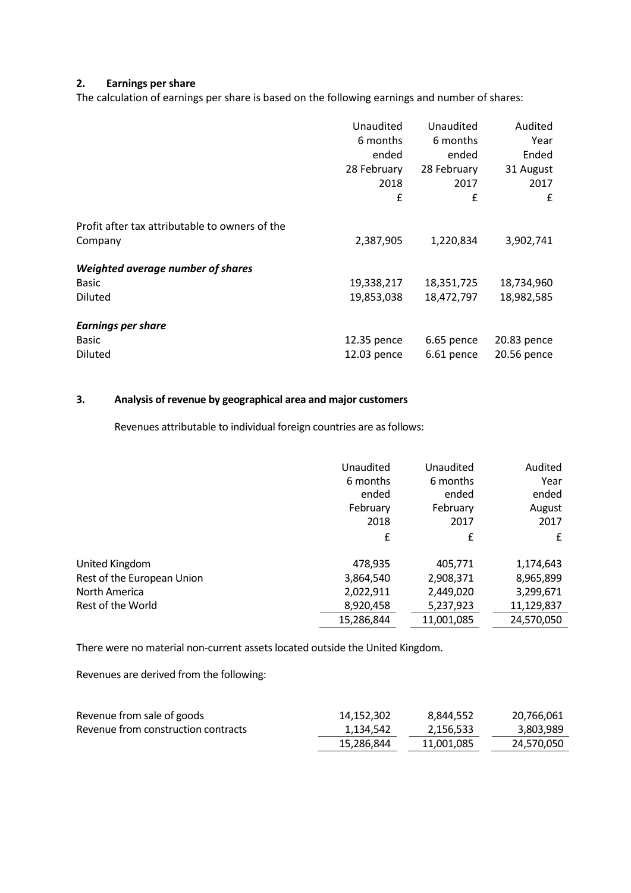## 2. Earnings per share

The calculation of earnings per share is based on the following earnings and number of shares:

| | Unaudited 6 months ended 28 February 2018 £ | Unaudited 6 months ended 28 February 2017 £ | Audited Year Ended 31 August 2017 £ |
|---|---|---|---|
| Profit after tax attributable to owners of the Company | 2,387,905 | 1,220,834 | 3,902,741 |
| ***Weighted average number of shares*** | | | |
| Basic | 19,338,217 | 18,351,725 | 18,734,960 |
| Diluted | 19,853,038 | 18,472,797 | 18,982,585 |
| ***Earnings per share*** | | | |
| Basic | 12.35 pence | 6.65 pence | 20.83 pence |
| Diluted | 12.03 pence | 6.61 pence | 20.56 pence |

## 3. Analysis of revenue by geographical area and major customers

Revenues attributable to individual foreign countries are as follows:

| | Unaudited 6 months ended February 2018 £ | Unaudited 6 months ended February 2017 £ | Audited Year ended August 2017 £ |
|---|---|---|---|
| United Kingdom | 478,935 | 405,771 | 1,174,643 |
| Rest of the European Union | 3,864,540 | 2,908,371 | 8,965,899 |
| North America | 2,022,911 | 2,449,020 | 3,299,671 |
| Rest of the World | 8,920,458 | 5,237,923 | 11,129,837 |
| | 15,286,844 | 11,001,085 | 24,570,050 |

There were no material non-current assets located outside the United Kingdom.

Revenues are derived from the following:

| | | | |
|---|---|---|---|
| Revenue from sale of goods | 14,152,302 | 8,844,552 | 20,766,061 |
| Revenue from construction contracts | 1,134,542 | 2,156,533 | 3,803,989 |
| | 15,286,844 | 11,001,085 | 24,570,050 |